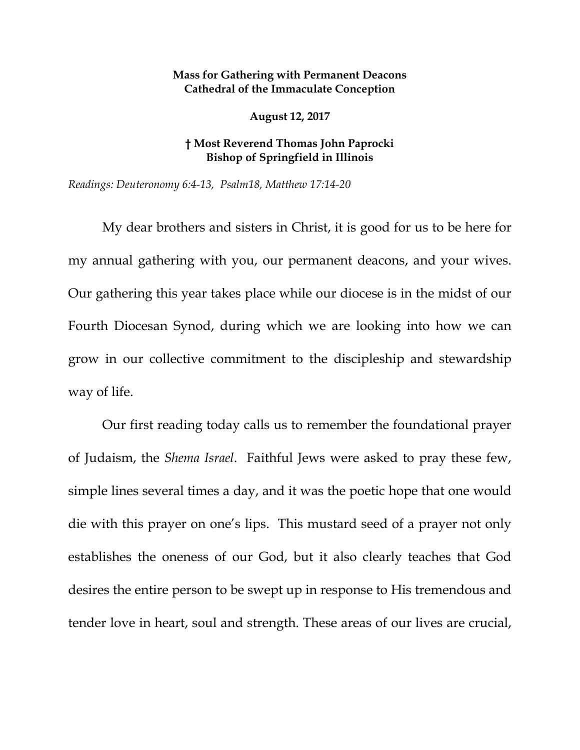**Mass for Gathering with Permanent Deacons**
**Cathedral of the Immaculate Conception**

**August 12, 2017**

**† Most Reverend Thomas John Paprocki**
**Bishop of Springfield in Illinois**

*Readings: Deuteronomy 6:4-13, Psalm18, Matthew 17:14-20*

My dear brothers and sisters in Christ, it is good for us to be here for my annual gathering with you, our permanent deacons, and your wives. Our gathering this year takes place while our diocese is in the midst of our Fourth Diocesan Synod, during which we are looking into how we can grow in our collective commitment to the discipleship and stewardship way of life.

Our first reading today calls us to remember the foundational prayer of Judaism, the *Shema Israel*. Faithful Jews were asked to pray these few, simple lines several times a day, and it was the poetic hope that one would die with this prayer on one's lips. This mustard seed of a prayer not only establishes the oneness of our God, but it also clearly teaches that God desires the entire person to be swept up in response to His tremendous and tender love in heart, soul and strength. These areas of our lives are crucial,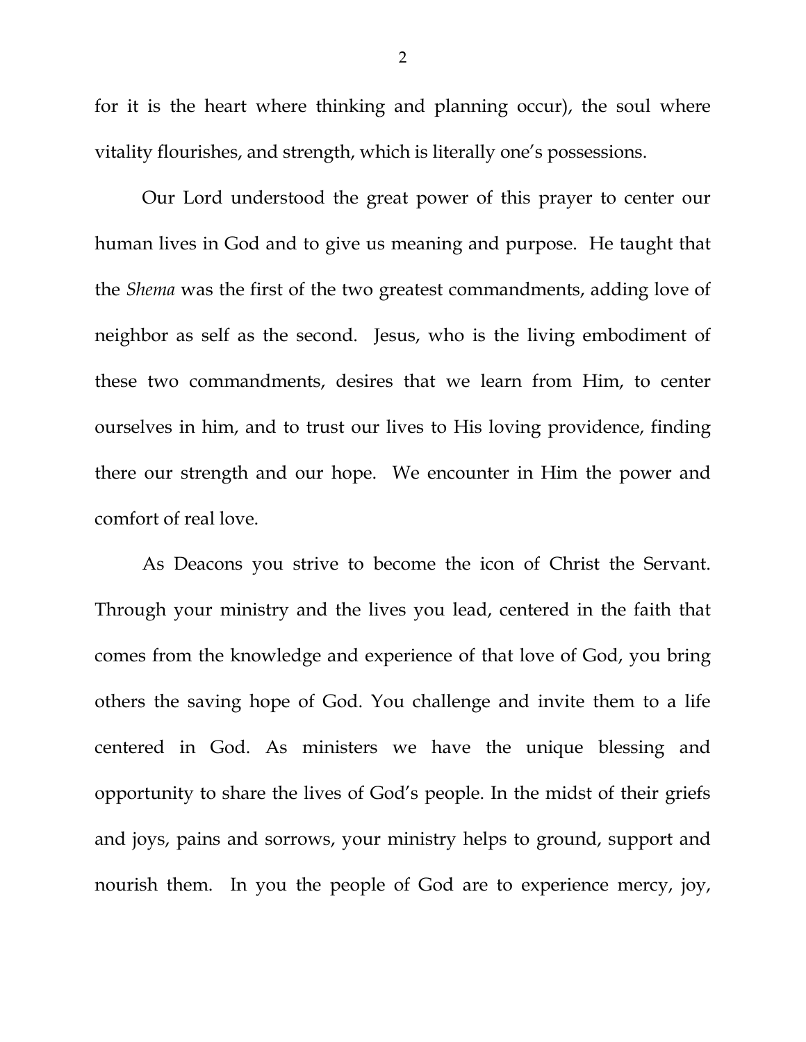for it is the heart where thinking and planning occur), the soul where vitality flourishes, and strength, which is literally one's possessions.

Our Lord understood the great power of this prayer to center our human lives in God and to give us meaning and purpose. He taught that the *Shema* was the first of the two greatest commandments, adding love of neighbor as self as the second. Jesus, who is the living embodiment of these two commandments, desires that we learn from Him, to center ourselves in him, and to trust our lives to His loving providence, finding there our strength and our hope. We encounter in Him the power and comfort of real love.

As Deacons you strive to become the icon of Christ the Servant. Through your ministry and the lives you lead, centered in the faith that comes from the knowledge and experience of that love of God, you bring others the saving hope of God. You challenge and invite them to a life centered in God. As ministers we have the unique blessing and opportunity to share the lives of God's people. In the midst of their griefs and joys, pains and sorrows, your ministry helps to ground, support and nourish them. In you the people of God are to experience mercy, joy,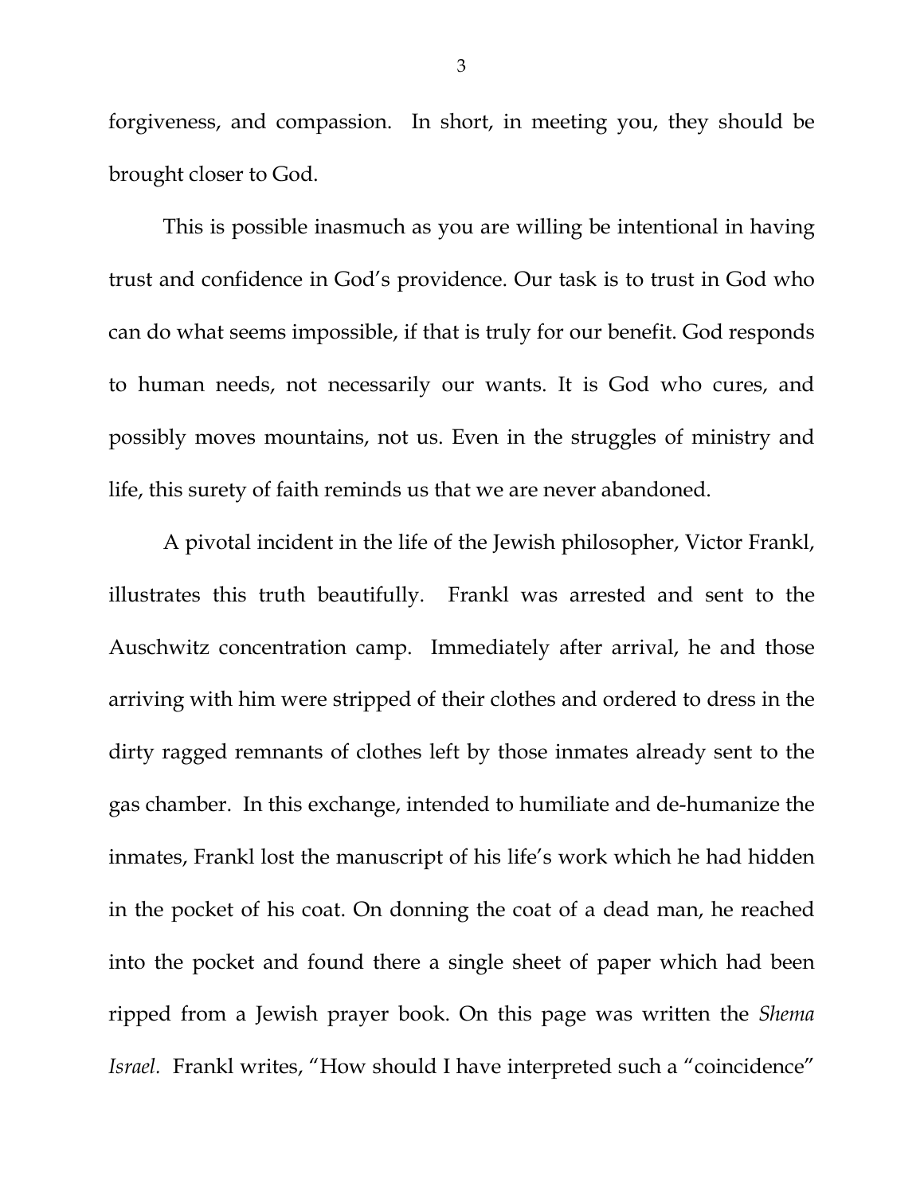forgiveness, and compassion. In short, in meeting you, they should be brought closer to God.

This is possible inasmuch as you are willing be intentional in having trust and confidence in God's providence. Our task is to trust in God who can do what seems impossible, if that is truly for our benefit. God responds to human needs, not necessarily our wants. It is God who cures, and possibly moves mountains, not us. Even in the struggles of ministry and life, this surety of faith reminds us that we are never abandoned.

A pivotal incident in the life of the Jewish philosopher, Victor Frankl, illustrates this truth beautifully. Frankl was arrested and sent to the Auschwitz concentration camp. Immediately after arrival, he and those arriving with him were stripped of their clothes and ordered to dress in the dirty ragged remnants of clothes left by those inmates already sent to the gas chamber. In this exchange, intended to humiliate and de-humanize the inmates, Frankl lost the manuscript of his life's work which he had hidden in the pocket of his coat. On donning the coat of a dead man, he reached into the pocket and found there a single sheet of paper which had been ripped from a Jewish prayer book. On this page was written the *Shema Israel.* Frankl writes, "How should I have interpreted such a "coincidence"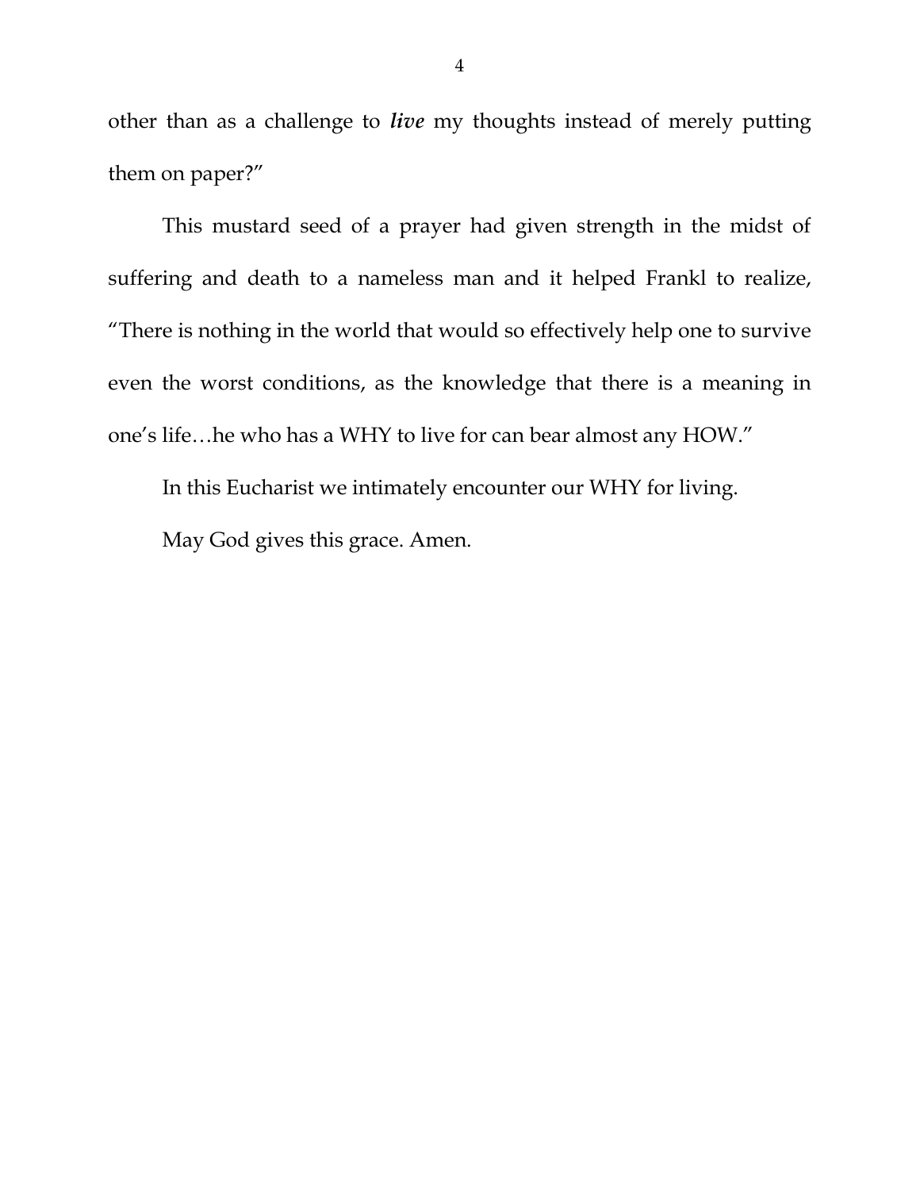other than as a challenge to ***live*** my thoughts instead of merely putting them on paper?"

This mustard seed of a prayer had given strength in the midst of suffering and death to a nameless man and it helped Frankl to realize, "There is nothing in the world that would so effectively help one to survive even the worst conditions, as the knowledge that there is a meaning in one's life…he who has a WHY to live for can bear almost any HOW."

In this Eucharist we intimately encounter our WHY for living.

May God gives this grace. Amen.